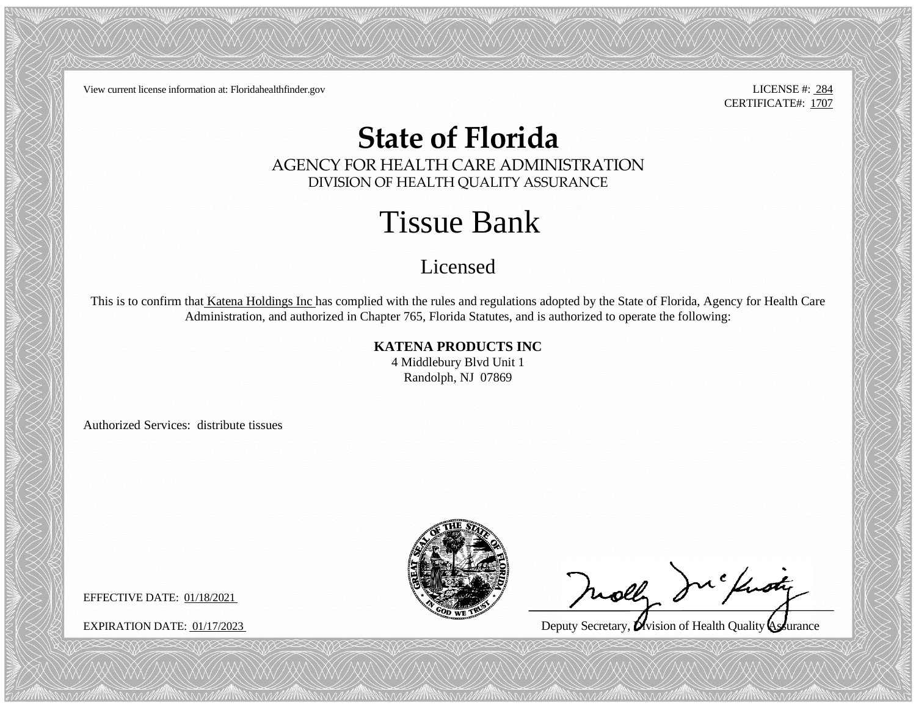View current license information at: Floridahealthfinder.gov

LICENSE #: 284
CERTIFICATE#: 1707

# State of Florida

AGENCY FOR HEALTH CARE ADMINISTRATION
DIVISION OF HEALTH QUALITY ASSURANCE

## Tissue Bank

### Licensed

This is to confirm that Katena Holdings Inc has complied with the rules and regulations adopted by the State of Florida, Agency for Health Care Administration, and authorized in Chapter 765, Florida Statutes, and is authorized to operate the following:

**KATENA PRODUCTS INC**
4 Middlebury Blvd Unit 1
Randolph, NJ 07869

Authorized Services: distribute tissues

EFFECTIVE DATE: 01/18/2021

EXPIRATION DATE: 01/17/2023

Deputy Secretary, Division of Health Quality Assurance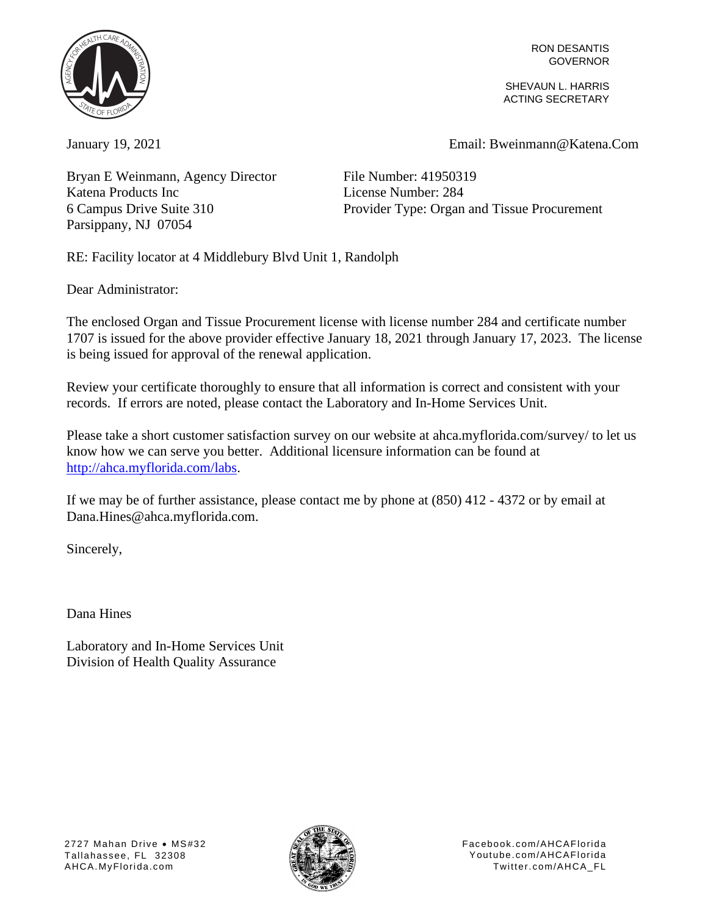RON DESANTIS
GOVERNOR

SHEVAUN L. HARRIS
ACTING SECRETARY

January 19, 2021

Email: Bweinmann@Katena.Com

Bryan E Weinmann, Agency Director
Katena Products Inc
6 Campus Drive Suite 310
Parsippany, NJ 07054

File Number: 41950319
License Number: 284
Provider Type: Organ and Tissue Procurement

RE: Facility locator at 4 Middlebury Blvd Unit 1, Randolph

Dear Administrator:

The enclosed Organ and Tissue Procurement license with license number 284 and certificate number 1707 is issued for the above provider effective January 18, 2021 through January 17, 2023. The license is being issued for approval of the renewal application.

Review your certificate thoroughly to ensure that all information is correct and consistent with your records. If errors are noted, please contact the Laboratory and In-Home Services Unit.

Please take a short customer satisfaction survey on our website at ahca.myflorida.com/survey/ to let us know how we can serve you better. Additional licensure information can be found at http://ahca.myflorida.com/labs.

If we may be of further assistance, please contact me by phone at (850) 412 - 4372 or by email at Dana.Hines@ahca.myflorida.com.

Sincerely,

Dana Hines

Laboratory and In-Home Services Unit
Division of Health Quality Assurance

2727 Mahan Drive • MS#32
Tallahassee, FL 32308
AHCA.MyFlorida.com

Facebook.com/AHCAFlorida
Youtube.com/AHCAFlorida
Twitter.com/AHCA_FL